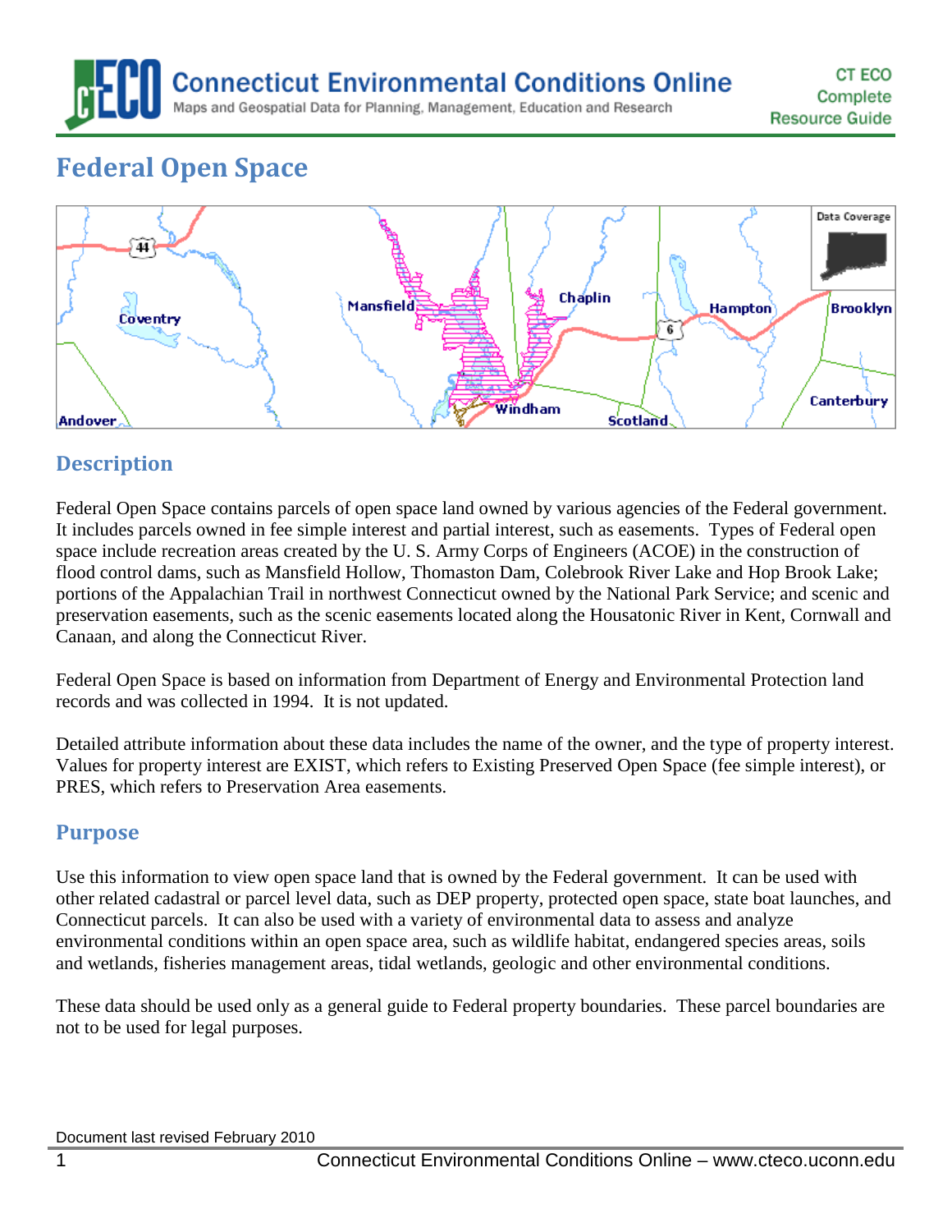# Federal Open Space

## Description

Federal Open Space contains parcels of open space land owned by various agencies of the Federal government. It includes parcels owned in fee simple interest and partial interest, such as easements. Types of Federal open space include recreation areas created by the U. S. Army Corps of Engineers (ACOE) in the construction of flood control dams, such as Mansfield Hollow, Thomaston Dam, Colebrook River Lake and Hop Brook Lake; portions of the Appalachian Trail in northwest Connecticut owned by the National Park Service; and scenic and preservation easements, such as the scenic easements located along the Housatonic River in Kent, Cornwall and Canaan, and along the Connecticut River.

Federal Open Space is based on information from Department of Energy and Environmental Protection land records and was collected in 1994. It is not updated.

Detailed attribute information about these data includes the name of the owner, and the type of property interest. Values for property interest are EXIST, which refers to Existing Preserved Open Space (fee simple interest), or PRES, which refers to Preservation Area easements.

## Purpose

Use this information to view open space land that is owned by the Federal government. It can be used with other related cadastral or parcel level data, such as DEP property, protected open space, state boat launches, and Connecticut parcels. It can also be used with a variety of environmental data to assess and analyze environmental conditions within an open space area, such as wildlife habitat, endangered species areas, soils and wetlands, fisheries management areas, tidal wetlands, geologic and other environmental conditions.

These data should be used only as a general guide to Federal property boundaries. These parcel boundaries are not to be used for legal purposes.

Document last revised February 2010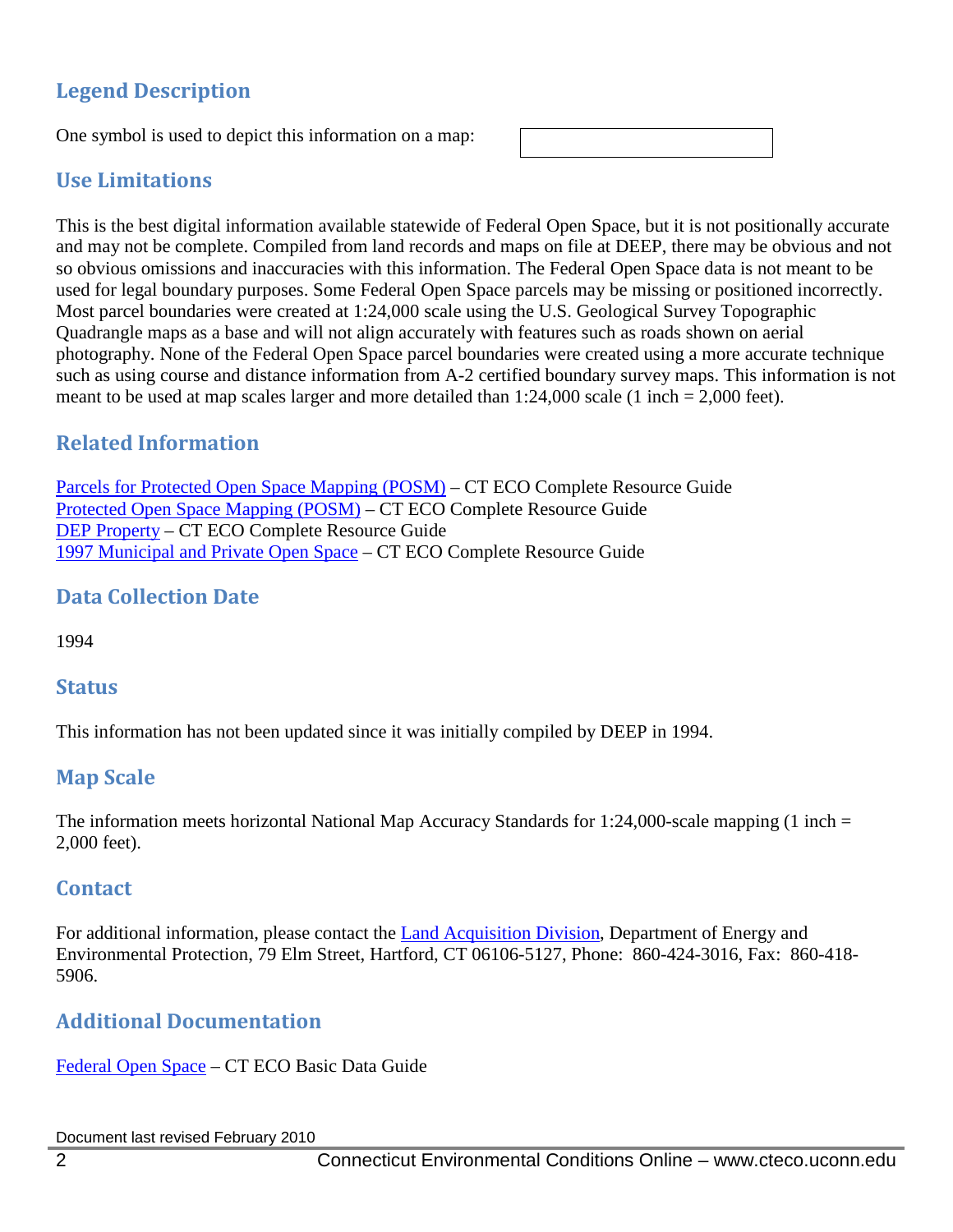## Legend Description

One symbol is used to depict this information on a map:

## Use Limitations

This is the best digital information available statewide of Federal Open Space, but it is not positionally accurate and may not be complete. Compiled from land records and maps on file at DEEP, there may be obvious and not so obvious omissions and inaccuracies with this information. The Federal Open Space data is not meant to be used for legal boundary purposes. Some Federal Open Space parcels may be missing or positioned incorrectly. Most parcel boundaries were created at 1:24,000 scale using the U.S. Geological Survey Topographic Quadrangle maps as a base and will not align accurately with features such as roads shown on aerial photography. None of the Federal Open Space parcel boundaries were created using a more accurate technique such as using course and distance information from A-2 certified boundary survey maps. This information is not meant to be used at map scales larger and more detailed than 1:24,000 scale (1 inch = 2,000 feet).

## Related Information

Parcels for Protected Open Space Mapping (POSM) – CT ECO Complete Resource Guide
Protected Open Space Mapping (POSM) – CT ECO Complete Resource Guide
DEP Property – CT ECO Complete Resource Guide
1997 Municipal and Private Open Space – CT ECO Complete Resource Guide

## Data Collection Date

1994

## Status

This information has not been updated since it was initially compiled by DEEP in 1994.

## Map Scale

The information meets horizontal National Map Accuracy Standards for 1:24,000-scale mapping (1 inch = 2,000 feet).

## Contact

For additional information, please contact the Land Acquisition Division, Department of Energy and Environmental Protection, 79 Elm Street, Hartford, CT 06106-5127, Phone: 860-424-3016, Fax: 860-418-5906.

## Additional Documentation

Federal Open Space – CT ECO Basic Data Guide

Document last revised February 2010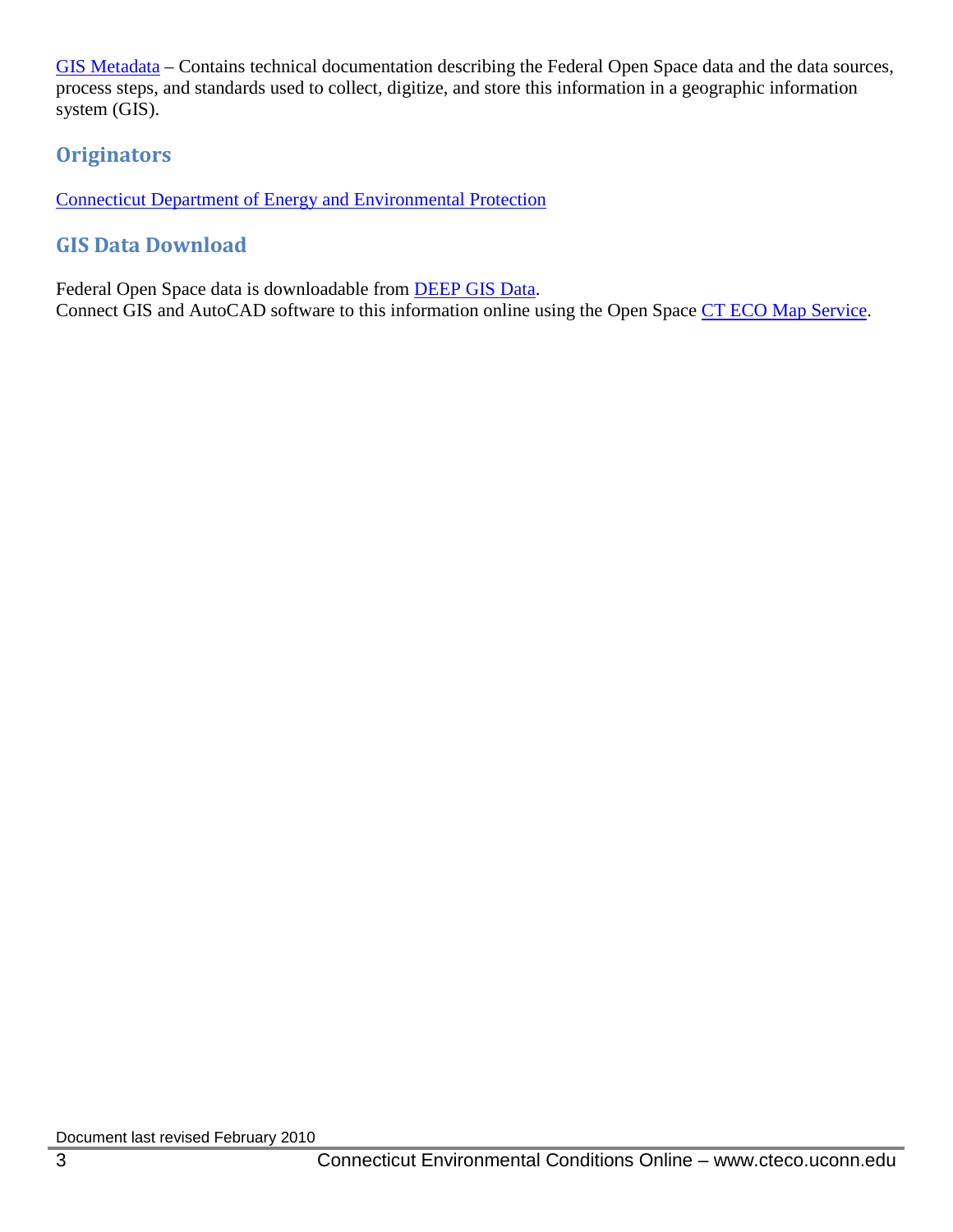GIS Metadata – Contains technical documentation describing the Federal Open Space data and the data sources, process steps, and standards used to collect, digitize, and store this information in a geographic information system (GIS).

## Originators

Connecticut Department of Energy and Environmental Protection

## GIS Data Download

Federal Open Space data is downloadable from DEEP GIS Data.
Connect GIS and AutoCAD software to this information online using the Open Space CT ECO Map Service.

Document last revised February 2010